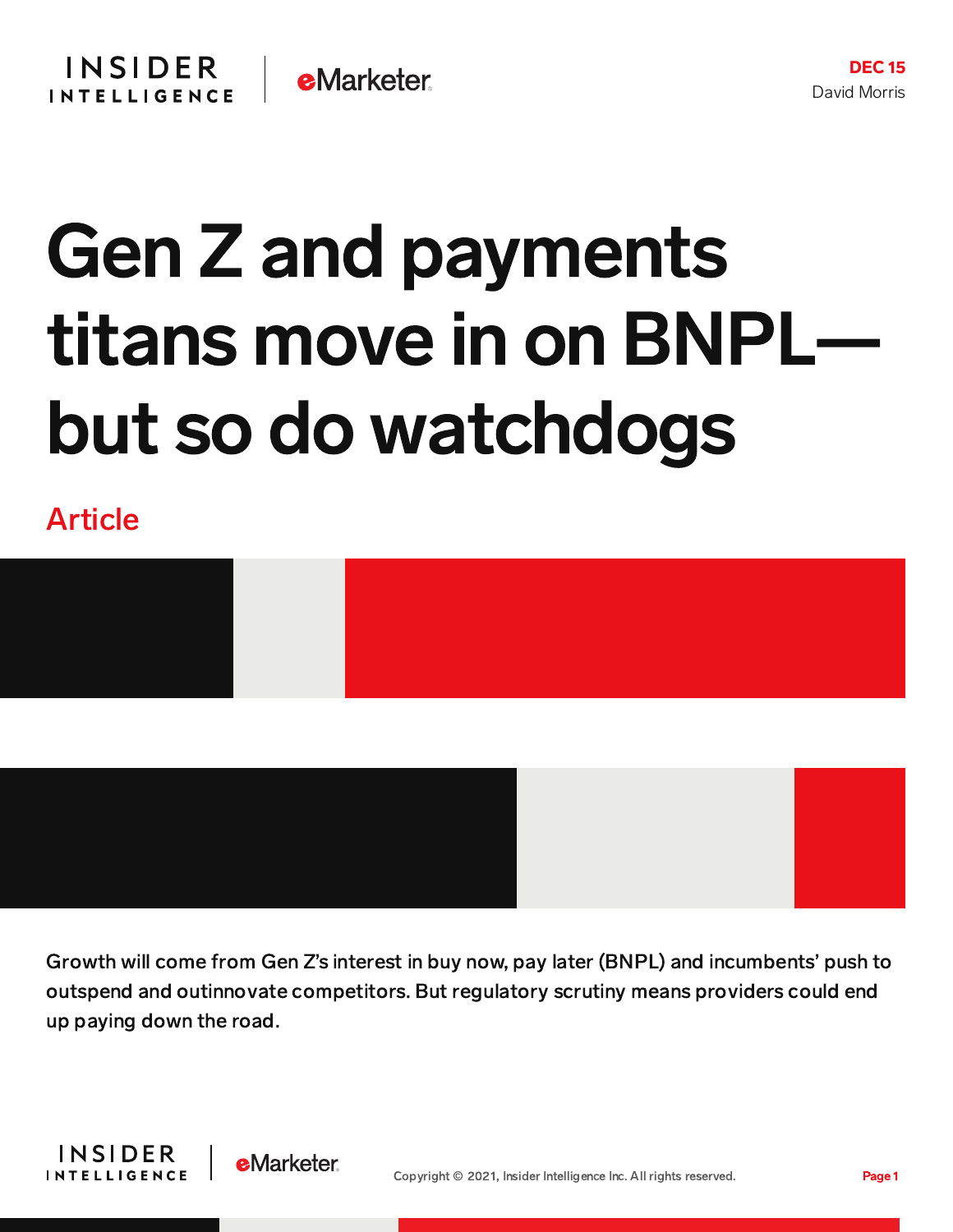DEC 15

David Morris

# Gen Z and payments titans move in on BNPL—but so do watchdogs

Article

Growth will come from Gen Z's interest in buy now, pay later (BNPL) and incumbents' push to outspend and outinnovate competitors. But regulatory scrutiny means providers could end up paying down the road.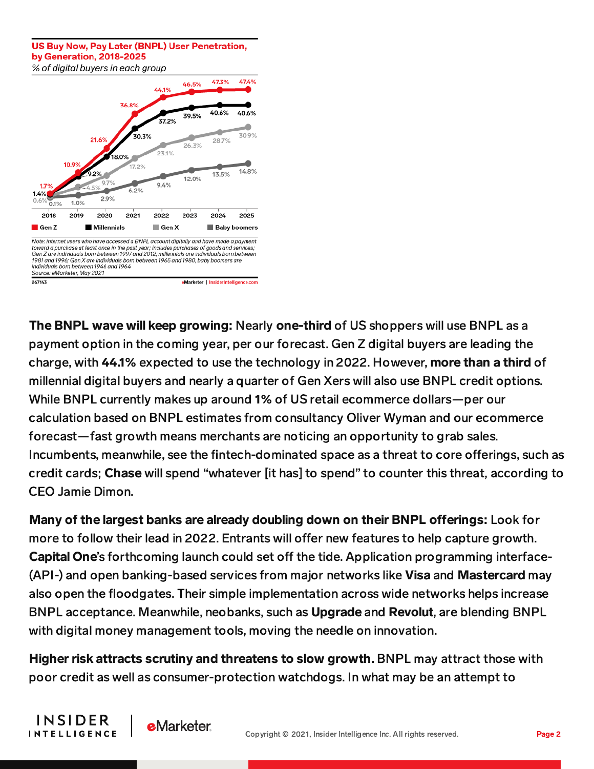**US Buy Now, Pay Later (BNPL) User Penetration, by Generation, 2018-2025**

*% of digital buyers in each group*

| | 2018 | 2019 | 2020 | 2021 | 2022 | 2023 | 2024 | 2025 |
|---|---|---|---|---|---|---|---|---|
| Gen Z | 1.7% | 10.9% | 21.6% | 36.8% | 44.1% | 46.5% | 47.3% | 47.4% |
| Millennials | 1.4% | 9.2% | 18.0% | 30.3% | 37.2% | 39.5% | 40.6% | 40.6% |
| Gen X | 0.6% | 4.5% | 9.7% | 17.2% | 23.1% | 26.3% | 28.7% | 30.9% |
| Baby boomers | 0.1% | 1.0% | 2.9% | 6.2% | 9.4% | 12.0% | 13.5% | 14.8% |

Note: internet users who have accessed a BNPL account digitally and have made a payment toward a purchase at least once in the past year; includes purchases of goods and services; Gen Z are individuals born between 1997 and 2012; millennials are individuals born between 1981 and 1996; Gen X are individuals born between 1965 and 1980; baby boomers are individuals born between 1946 and 1964
Source: eMarketer, May 2021

267143 eMarketer | InsiderIntelligence.com

**The BNPL wave will keep growing:** Nearly **one-third** of US shoppers will use BNPL as a payment option in the coming year, per our forecast. Gen Z digital buyers are leading the charge, with **44.1%** expected to use the technology in 2022. However, **more than a third** of millennial digital buyers and nearly a quarter of Gen Xers will also use BNPL credit options. While BNPL currently makes up around **1%** of US retail ecommerce dollars—per our calculation based on BNPL estimates from consultancy Oliver Wyman and our ecommerce forecast—fast growth means merchants are noticing an opportunity to grab sales. Incumbents, meanwhile, see the fintech-dominated space as a threat to core offerings, such as credit cards; **Chase** will spend "whatever [it has] to spend" to counter this threat, according to CEO Jamie Dimon.

**Many of the largest banks are already doubling down on their BNPL offerings:** Look for more to follow their lead in 2022. Entrants will offer new features to help capture growth. **Capital One**'s forthcoming launch could set off the tide. Application programming interface- (API-) and open banking-based services from major networks like **Visa** and **Mastercard** may also open the floodgates. Their simple implementation across wide networks helps increase BNPL acceptance. Meanwhile, neobanks, such as **Upgrade** and **Revolut**, are blending BNPL with digital money management tools, moving the needle on innovation.

**Higher risk attracts scrutiny and threatens to slow growth.** BNPL may attract those with poor credit as well as consumer-protection watchdogs. In what may be an attempt to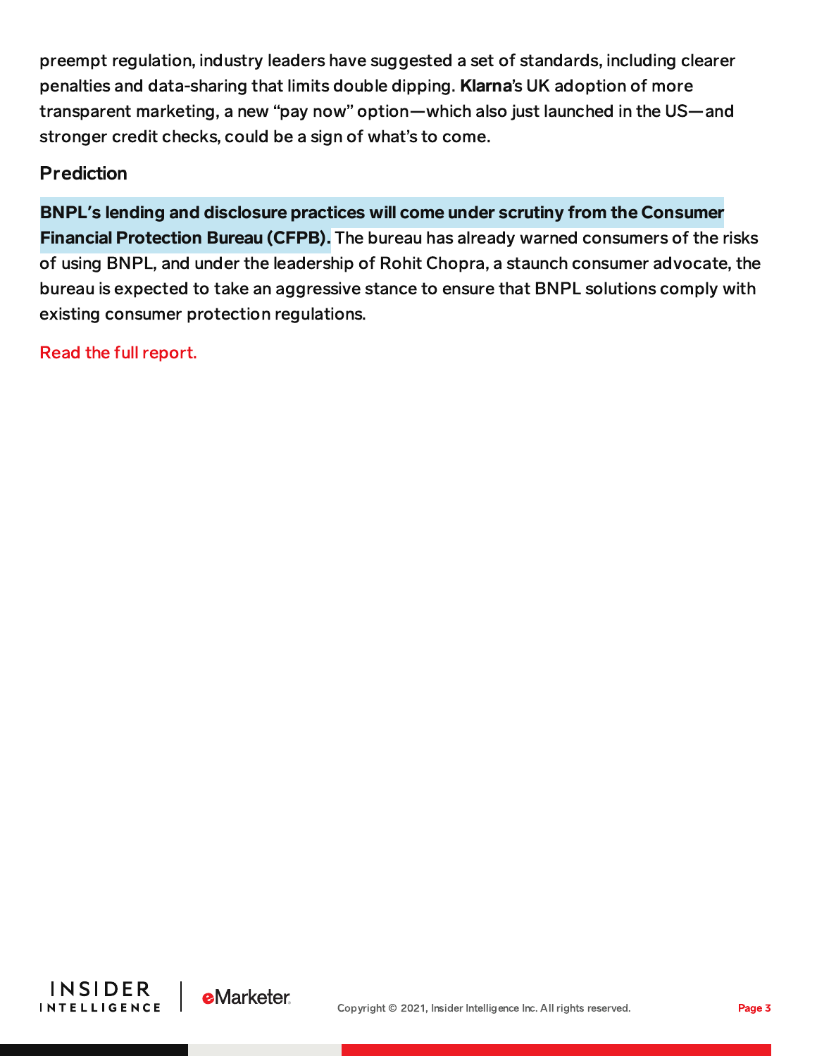preempt regulation, industry leaders have suggested a set of standards, including clearer penalties and data-sharing that limits double dipping. **Klarna**'s UK adoption of more transparent marketing, a new "pay now" option—which also just launched in the US—and stronger credit checks, could be a sign of what's to come.

## Prediction

**BNPL's lending and disclosure practices will come under scrutiny from the Consumer Financial Protection Bureau (CFPB).** The bureau has already warned consumers of the risks of using BNPL, and under the leadership of Rohit Chopra, a staunch consumer advocate, the bureau is expected to take an aggressive stance to ensure that BNPL solutions comply with existing consumer protection regulations.

Read the full report.